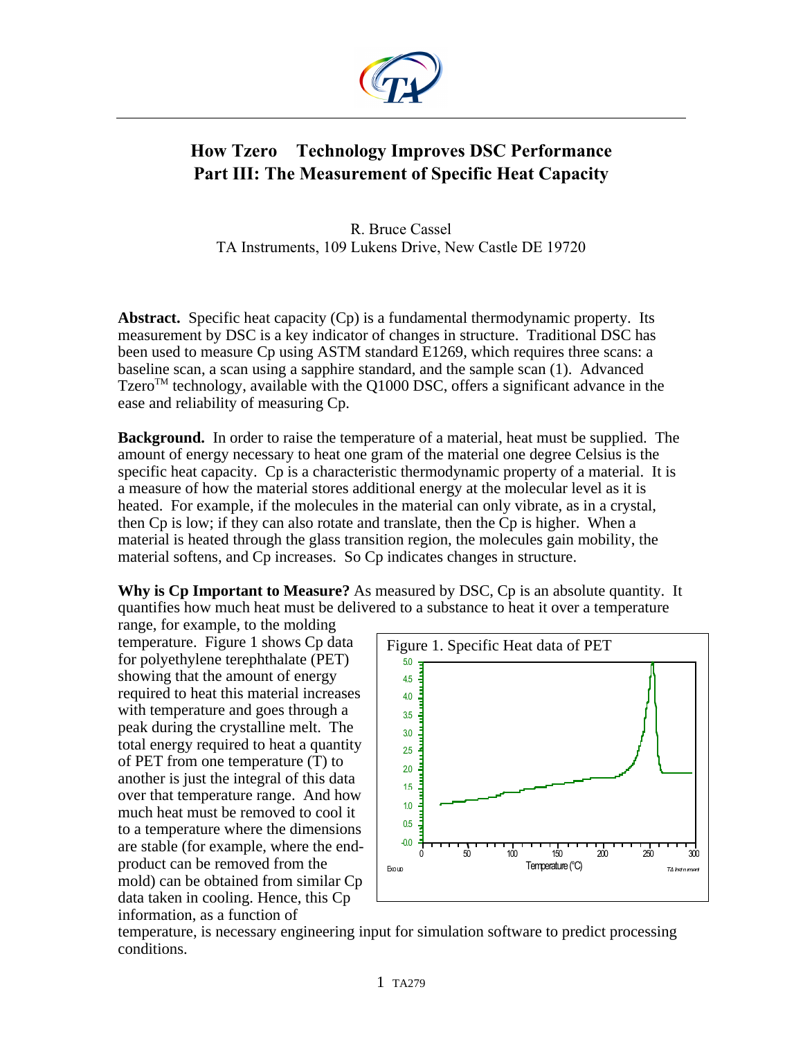# How Tzero Technology Improves DSC Performance Part III: The Measurement of Specific Heat Capacity

R. Bruce Cassel
TA Instruments, 109 Lukens Drive, New Castle DE 19720

**Abstract.** Specific heat capacity (Cp) is a fundamental thermodynamic property. Its measurement by DSC is a key indicator of changes in structure. Traditional DSC has been used to measure Cp using ASTM standard E1269, which requires three scans: a baseline scan, a scan using a sapphire standard, and the sample scan (1). Advanced Tzero™ technology, available with the Q1000 DSC, offers a significant advance in the ease and reliability of measuring Cp.

**Background.** In order to raise the temperature of a material, heat must be supplied. The amount of energy necessary to heat one gram of the material one degree Celsius is the specific heat capacity. Cp is a characteristic thermodynamic property of a material. It is a measure of how the material stores additional energy at the molecular level as it is heated. For example, if the molecules in the material can only vibrate, as in a crystal, then Cp is low; if they can also rotate and translate, then the Cp is higher. When a material is heated through the glass transition region, the molecules gain mobility, the material softens, and Cp increases. So Cp indicates changes in structure.

**Why is Cp Important to Measure?** As measured by DSC, Cp is an absolute quantity. It quantifies how much heat must be delivered to a substance to heat it over a temperature range, for example, to the molding temperature. Figure 1 shows Cp data for polyethylene terephthalate (PET) showing that the amount of energy required to heat this material increases with temperature and goes through a peak during the crystalline melt. The total energy required to heat a quantity of PET from one temperature (T) to another is just the integral of this data over that temperature range. And how much heat must be removed to cool it to a temperature where the dimensions are stable (for example, where the end-product can be removed from the mold) can be obtained from similar Cp data taken in cooling. Hence, this Cp information, as a function of temperature, is necessary engineering input for simulation software to predict processing conditions.

Figure 1. Specific Heat data of PET

5.0
4.5
4.0
3.5
3.0
2.5
2.0
1.5
1.0
0.5
-0.0

0 50 100 150 200 250 300

Temperature (°C)

Exo up

TA Instrument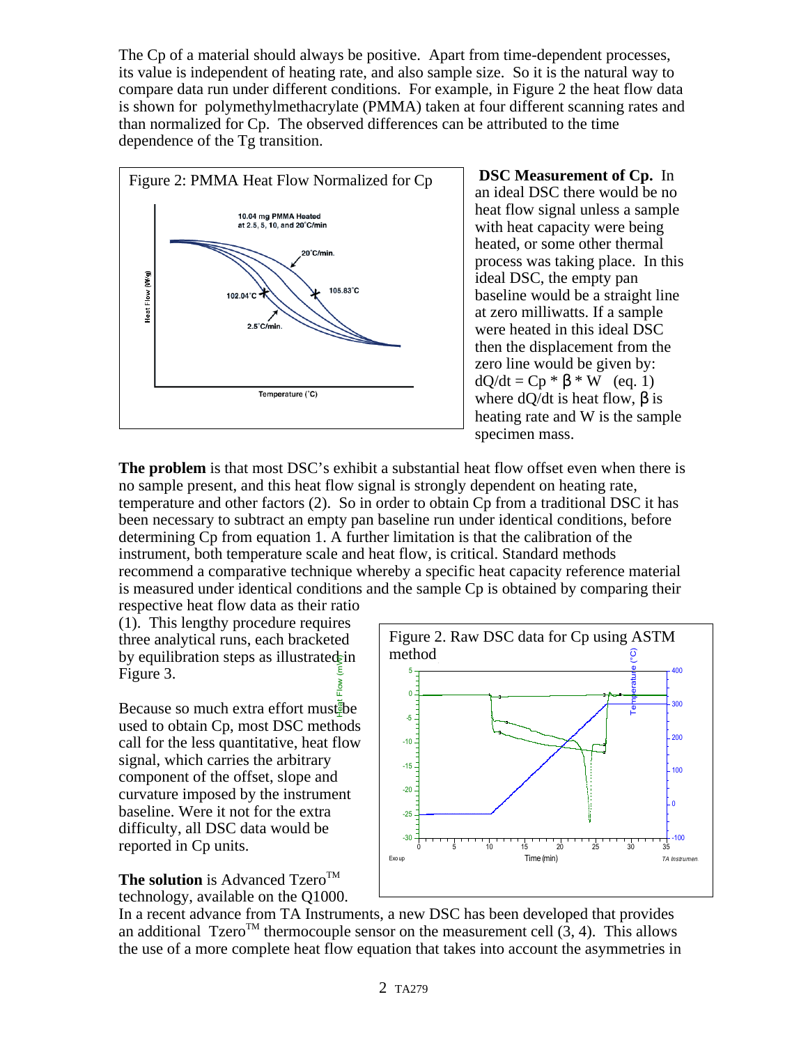The Cp of a material should always be positive. Apart from time-dependent processes, its value is independent of heating rate, and also sample size. So it is the natural way to compare data run under different conditions. For example, in Figure 2 the heat flow data is shown for polymethylmethacrylate (PMMA) taken at four different scanning rates and than normalized for Cp. The observed differences can be attributed to the time dependence of the Tg transition.

Figure 2: PMMA Heat Flow Normalized for Cp

10.04 mg PMMA Heated at 2.5, 5, 10, and 20°C/min

20°C/min.

102.04°C

105.83°C

2.5°C/min.

Heat Flow (W/g)

Temperature (°C)

**DSC Measurement of Cp.** In an ideal DSC there would be no heat flow signal unless a sample with heat capacity were being heated, or some other thermal process was taking place. In this ideal DSC, the empty pan baseline would be a straight line at zero milliwatts. If a sample were heated in this ideal DSC then the displacement from the zero line would be given by:

$dQ/dt = Cp * \beta * W$ (eq. 1)

where $dQ/dt$ is heat flow, $\beta$ is heating rate and W is the sample specimen mass.

**The problem** is that most DSC's exhibit a substantial heat flow offset even when there is no sample present, and this heat flow signal is strongly dependent on heating rate, temperature and other factors (2). So in order to obtain Cp from a traditional DSC it has been necessary to subtract an empty pan baseline run under identical conditions, before determining Cp from equation 1. A further limitation is that the calibration of the instrument, both temperature scale and heat flow, is critical. Standard methods recommend a comparative technique whereby a specific heat capacity reference material is measured under identical conditions and the sample Cp is obtained by comparing their respective heat flow data as their ratio (1). This lengthy procedure requires three analytical runs, each bracketed by equilibration steps as illustrated in Figure 3.

Because so much extra effort must be used to obtain Cp, most DSC methods call for the less quantitative, heat flow signal, which carries the arbitrary component of the offset, slope and curvature imposed by the instrument baseline. Were it not for the extra difficulty, all DSC data would be reported in Cp units.

Figure 2. Raw DSC data for Cp using ASTM method

Heat Flow (mW)

Temperature (°C)

5
0
-5
-10
-15
-20
-25
-30

400
300
200
100
0
-100

0 5 10 15 20 25 30 35

Time (min)

Exo up

TA Instrumen

**The solution** is Advanced Tzero™ technology, available on the Q1000. In a recent advance from TA Instruments, a new DSC has been developed that provides an additional Tzero™ thermocouple sensor on the measurement cell (3, 4). This allows the use of a more complete heat flow equation that takes into account the asymmetries in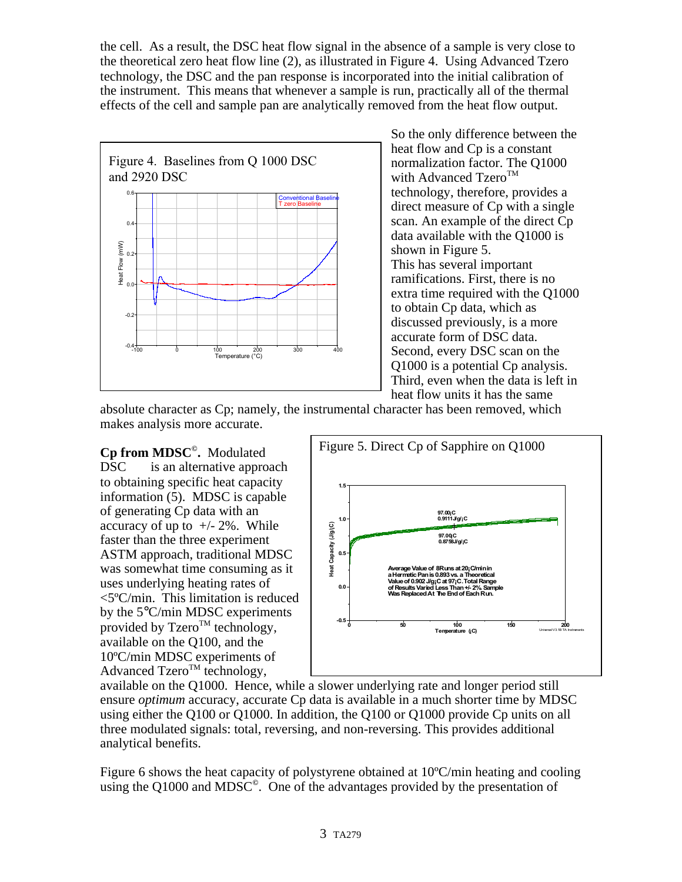the cell. As a result, the DSC heat flow signal in the absence of a sample is very close to the theoretical zero heat flow line (2), as illustrated in Figure 4. Using Advanced Tzero technology, the DSC and the pan response is incorporated into the initial calibration of the instrument. This means that whenever a sample is run, practically all of the thermal effects of the cell and sample pan are analytically removed from the heat flow output.

Figure 4. Baselines from Q 1000 DSC and 2920 DSC

Conventional Baseline
T zero Baseline
Heat Flow (mW)
0.6
0.4
0.2
0.0
-0.2
-0.4
-100
0
100
200
300
400
Temperature (°C)

So the only difference between the heat flow and Cp is a constant normalization factor. The Q1000 with Advanced Tzero™ technology, therefore, provides a direct measure of Cp with a single scan. An example of the direct Cp data available with the Q1000 is shown in Figure 5.

This has several important ramifications. First, there is no extra time required with the Q1000 to obtain Cp data, which as discussed previously, is a more accurate form of DSC data. Second, every DSC scan on the Q1000 is a potential Cp analysis. Third, even when the data is left in heat flow units it has the same absolute character as Cp; namely, the instrumental character has been removed, which makes analysis more accurate.

**Cp from MDSC©.** Modulated DSC is an alternative approach to obtaining specific heat capacity information (5). MDSC is capable of generating Cp data with an accuracy of up to +/- 2%. While faster than the three experiment ASTM approach, traditional MDSC was somewhat time consuming as it uses underlying heating rates of <5ºC/min. This limitation is reduced by the 5°C/min MDSC experiments provided by Tzero™ technology, available on the Q100, and the 10ºC/min MDSC experiments of Advanced Tzero™ technology, available on the Q1000. Hence, while a slower underlying rate and longer period still ensure *optimum* accuracy, accurate Cp data is available in a much shorter time by MDSC using either the Q100 or Q1000. In addition, the Q100 or Q1000 provide Cp units on all three modulated signals: total, reversing, and non-reversing. This provides additional analytical benefits.

Figure 5. Direct Cp of Sapphire on Q1000

97.00¡C
0.9111J/g/¡C
97.00¡C
0.8758J/g/¡C
Average Value of 8Runs at 20¡C/min in a Hermetic Pan is 0.893 vs. a Theoretical Value of 0.902 J/g¡C at 97¡C. Total Range of Results Varied Less Than +/- 2% Sample Was Replaced At The End of Each Run.
Heat Capacity (J/g/¡C)
1.5
1.0
0.5
0.0
-0.5
0
50
100
150
200
Temperature (¡C)
Universal V3.1B TA Instruments

Figure 6 shows the heat capacity of polystyrene obtained at 10ºC/min heating and cooling using the Q1000 and MDSC©. One of the advantages provided by the presentation of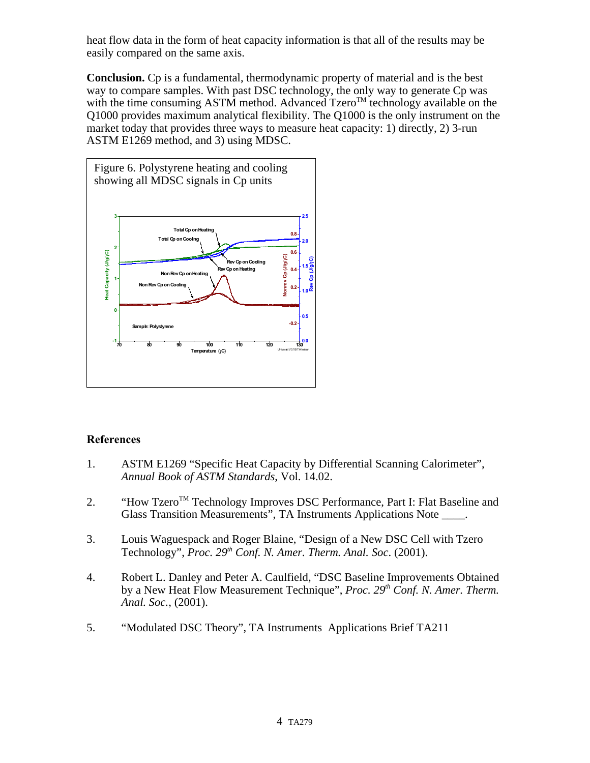heat flow data in the form of heat capacity information is that all of the results may be easily compared on the same axis.

**Conclusion.** Cp is a fundamental, thermodynamic property of material and is the best way to compare samples. With past DSC technology, the only way to generate Cp was with the time consuming ASTM method. Advanced Tzero™ technology available on the Q1000 provides maximum analytical flexibility. The Q1000 is the only instrument on the market today that provides three ways to measure heat capacity: 1) directly, 2) 3-run ASTM E1269 method, and 3) using MDSC.

Figure 6. Polystyrene heating and cooling showing all MDSC signals in Cp units

Total Cp on Heating
Total Cp on Cooling
Rev Cp on Cooling
Rev Cp on Heating
Non Rev Cp on Heating
Non Rev Cp on Cooling
Sample: Polystyrene
Heat Capacity (J/g/°C)
Nonrev Cp (J/g/°C)
Rev Cp (J/g/°C)
Temperature (°C)
Universal V3.1B TA Instruments

## References

1. ASTM E1269 "Specific Heat Capacity by Differential Scanning Calorimeter", *Annual Book of ASTM Standards*, Vol. 14.02.

2. "How Tzero™ Technology Improves DSC Performance, Part I: Flat Baseline and Glass Transition Measurements", TA Instruments Applications Note ____.

3. Louis Waguespack and Roger Blaine, "Design of a New DSC Cell with Tzero Technology", *Proc. 29th Conf. N. Amer. Therm. Anal. Soc*. (2001).

4. Robert L. Danley and Peter A. Caulfield, "DSC Baseline Improvements Obtained by a New Heat Flow Measurement Technique", *Proc. 29th Conf. N. Amer. Therm. Anal. Soc.*, (2001).

5. "Modulated DSC Theory", TA Instruments Applications Brief TA211